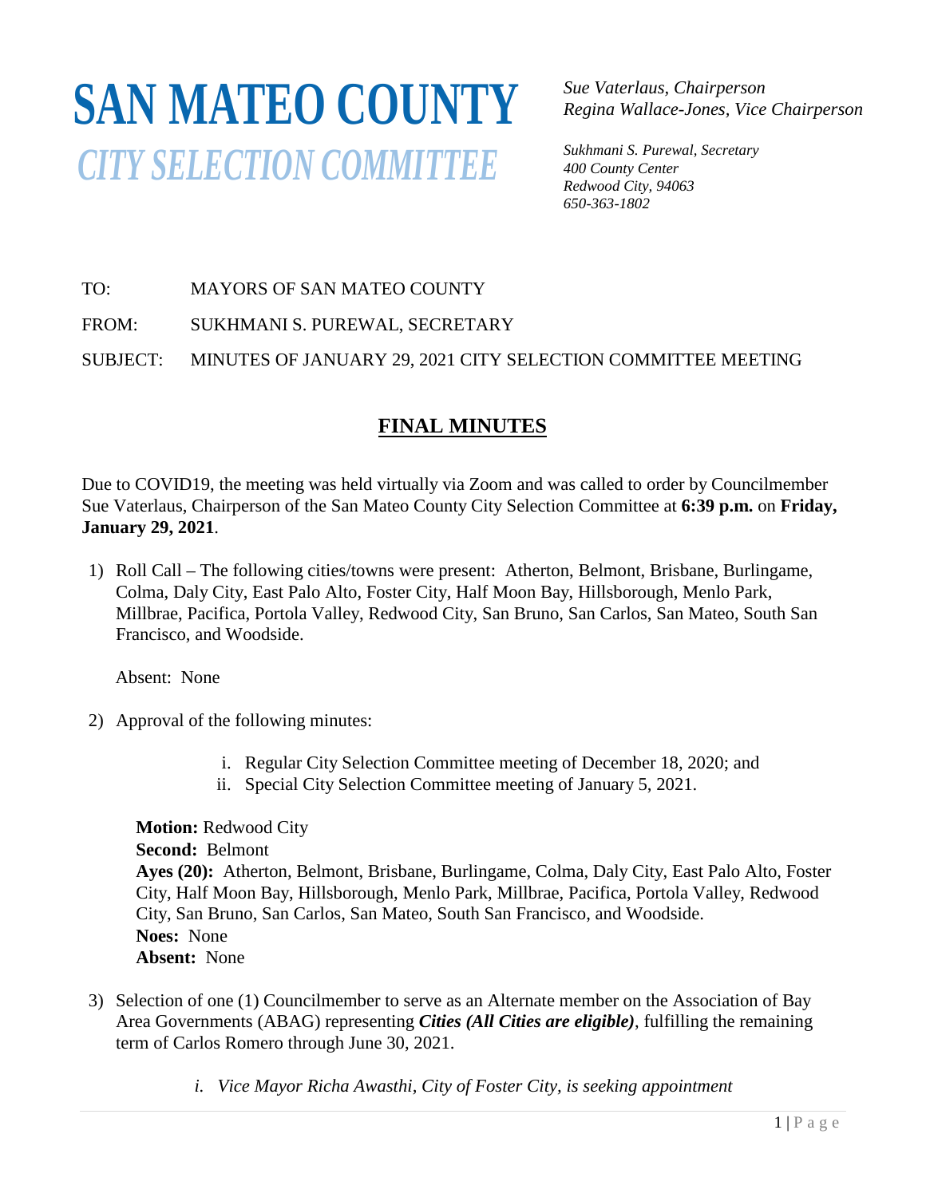# SAN MATEO COUNTY
## *CITY SELECTION COMMITTEE*

*Sue Vaterlaus, Chairperson*
*Regina Wallace-Jones, Vice Chairperson*

*Sukhmani S. Purewal, Secretary*
*400 County Center*
*Redwood City, 94063*
*650-363-1802*

TO: MAYORS OF SAN MATEO COUNTY

FROM: SUKHMANI S. PUREWAL, SECRETARY

SUBJECT: MINUTES OF JANUARY 29, 2021 CITY SELECTION COMMITTEE MEETING

## FINAL MINUTES

Due to COVID19, the meeting was held virtually via Zoom and was called to order by Councilmember Sue Vaterlaus, Chairperson of the San Mateo County City Selection Committee at **6:39 p.m.** on **Friday, January 29, 2021**.

1) Roll Call – The following cities/towns were present: Atherton, Belmont, Brisbane, Burlingame, Colma, Daly City, East Palo Alto, Foster City, Half Moon Bay, Hillsborough, Menlo Park, Millbrae, Pacifica, Portola Valley, Redwood City, San Bruno, San Carlos, San Mateo, South San Francisco, and Woodside.

   Absent: None

2) Approval of the following minutes:

   i. Regular City Selection Committee meeting of December 18, 2020; and
   ii. Special City Selection Committee meeting of January 5, 2021.

   **Motion:** Redwood City
   **Second:** Belmont
   **Ayes (20):** Atherton, Belmont, Brisbane, Burlingame, Colma, Daly City, East Palo Alto, Foster City, Half Moon Bay, Hillsborough, Menlo Park, Millbrae, Pacifica, Portola Valley, Redwood City, San Bruno, San Carlos, San Mateo, South San Francisco, and Woodside.
   **Noes:** None
   **Absent:** None

3) Selection of one (1) Councilmember to serve as an Alternate member on the Association of Bay Area Governments (ABAG) representing ***Cities (All Cities are eligible)***, fulfilling the remaining term of Carlos Romero through June 30, 2021.

   *i. Vice Mayor Richa Awasthi, City of Foster City, is seeking appointment*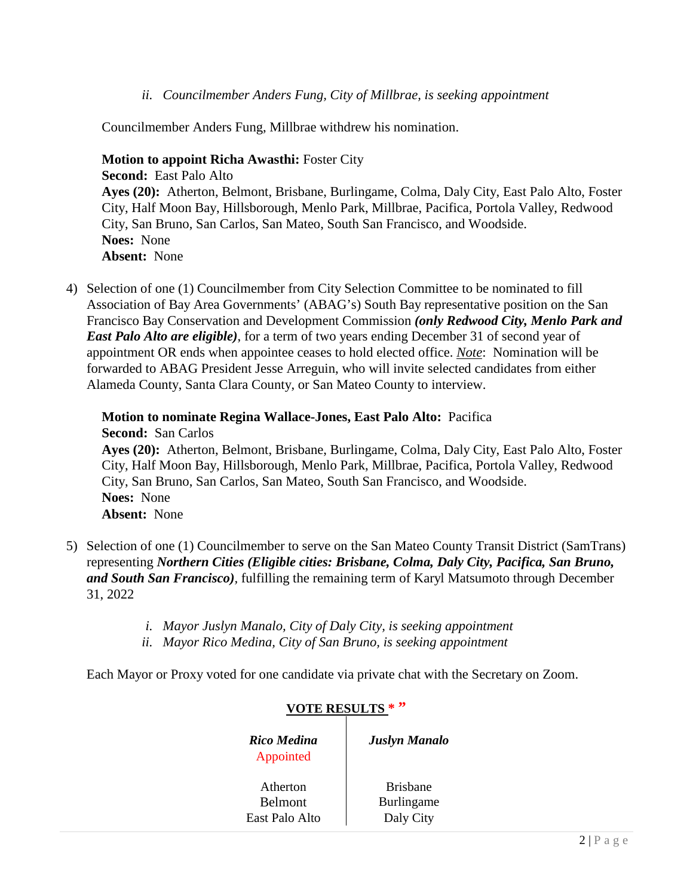*ii. Councilmember Anders Fung, City of Millbrae, is seeking appointment*

Councilmember Anders Fung, Millbrae withdrew his nomination.

**Motion to appoint Richa Awasthi:** Foster City
**Second:** East Palo Alto
**Ayes (20):** Atherton, Belmont, Brisbane, Burlingame, Colma, Daly City, East Palo Alto, Foster City, Half Moon Bay, Hillsborough, Menlo Park, Millbrae, Pacifica, Portola Valley, Redwood City, San Bruno, San Carlos, San Mateo, South San Francisco, and Woodside.
**Noes:** None
**Absent:** None

4) Selection of one (1) Councilmember from City Selection Committee to be nominated to fill Association of Bay Area Governments' (ABAG's) South Bay representative position on the San Francisco Bay Conservation and Development Commission ***(only Redwood City, Menlo Park and East Palo Alto are eligible)***, for a term of two years ending December 31 of second year of appointment OR ends when appointee ceases to hold elected office. *Note*: Nomination will be forwarded to ABAG President Jesse Arreguin, who will invite selected candidates from either Alameda County, Santa Clara County, or San Mateo County to interview.

**Motion to nominate Regina Wallace-Jones, East Palo Alto:** Pacifica
**Second:** San Carlos
**Ayes (20):** Atherton, Belmont, Brisbane, Burlingame, Colma, Daly City, East Palo Alto, Foster City, Half Moon Bay, Hillsborough, Menlo Park, Millbrae, Pacifica, Portola Valley, Redwood City, San Bruno, San Carlos, San Mateo, South San Francisco, and Woodside.
**Noes:** None
**Absent:** None

5) Selection of one (1) Councilmember to serve on the San Mateo County Transit District (SamTrans) representing ***Northern Cities (Eligible cities: Brisbane, Colma, Daly City, Pacifica, San Bruno, and South San Francisco)***, fulfilling the remaining term of Karyl Matsumoto through December 31, 2022

*i. Mayor Juslyn Manalo, City of Daly City, is seeking appointment*
*ii. Mayor Rico Medina, City of San Bruno, is seeking appointment*

Each Mayor or Proxy voted for one candidate via private chat with the Secretary on Zoom.

**VOTE RESULTS** * ”

| ***Rico Medina*** Appointed | ***Juslyn Manalo*** |
|---|---|
| Atherton | Brisbane |
| Belmont | Burlingame |
| East Palo Alto | Daly City |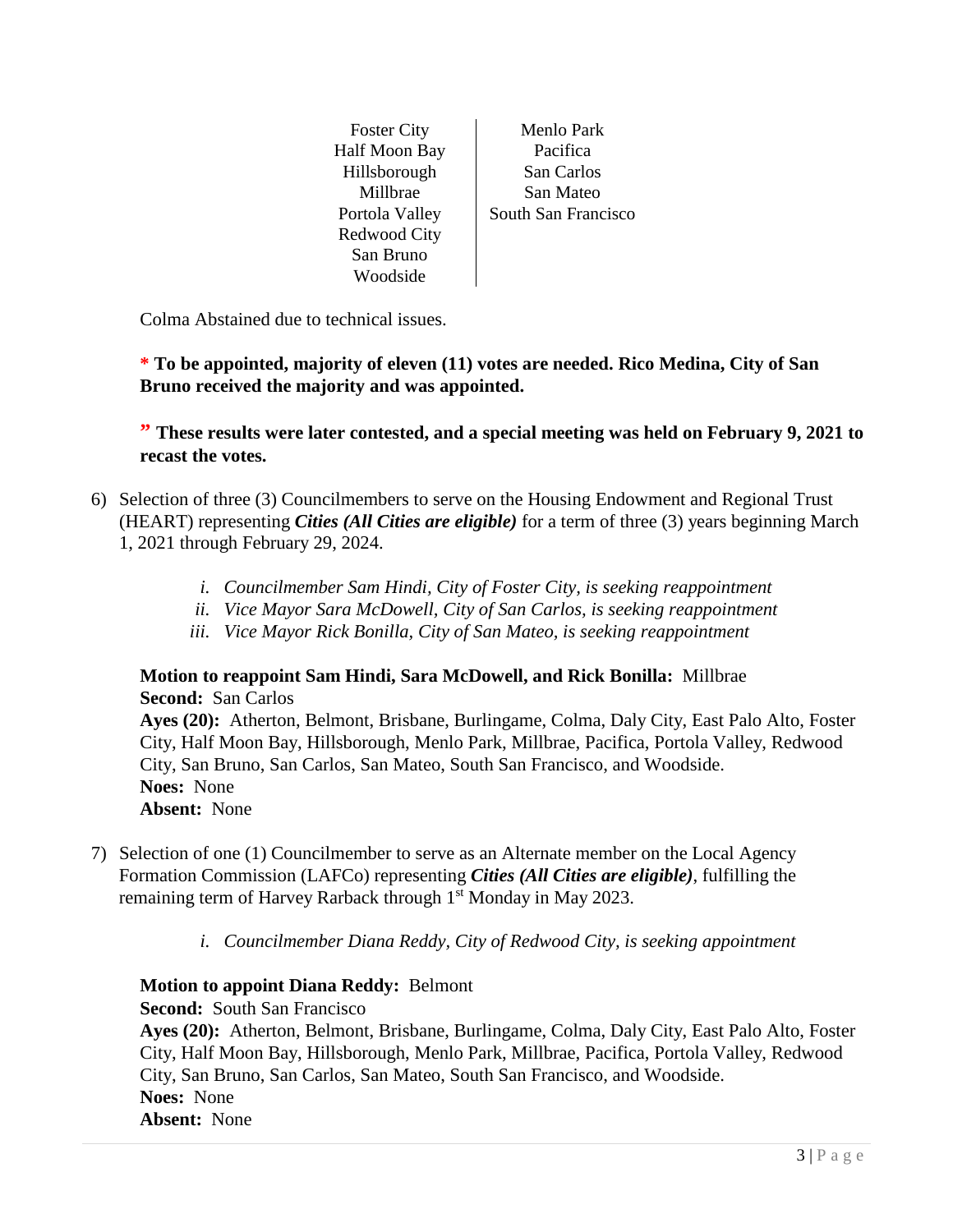| Foster City | Menlo Park |
|---|---|
| Half Moon Bay | Pacifica |
| Hillsborough | San Carlos |
| Millbrae | San Mateo |
| Portola Valley | South San Francisco |
| Redwood City | |
| San Bruno | |
| Woodside | |

Colma Abstained due to technical issues.

**\* To be appointed, majority of eleven (11) votes are needed. Rico Medina, City of San Bruno received the majority and was appointed.**

**" These results were later contested, and a special meeting was held on February 9, 2021 to recast the votes.**

6) Selection of three (3) Councilmembers to serve on the Housing Endowment and Regional Trust (HEART) representing ***Cities (All Cities are eligible)*** for a term of three (3) years beginning March 1, 2021 through February 29, 2024.

   i. *Councilmember Sam Hindi, City of Foster City, is seeking reappointment*
   ii. *Vice Mayor Sara McDowell, City of San Carlos, is seeking reappointment*
   iii. *Vice Mayor Rick Bonilla, City of San Mateo, is seeking reappointment*

   **Motion to reappoint Sam Hindi, Sara McDowell, and Rick Bonilla:** Millbrae
   **Second:** San Carlos
   **Ayes (20):** Atherton, Belmont, Brisbane, Burlingame, Colma, Daly City, East Palo Alto, Foster City, Half Moon Bay, Hillsborough, Menlo Park, Millbrae, Pacifica, Portola Valley, Redwood City, San Bruno, San Carlos, San Mateo, South San Francisco, and Woodside.
   **Noes:** None
   **Absent:** None

7) Selection of one (1) Councilmember to serve as an Alternate member on the Local Agency Formation Commission (LAFCo) representing ***Cities (All Cities are eligible)***, fulfilling the remaining term of Harvey Rarback through 1st Monday in May 2023.

   i. *Councilmember Diana Reddy, City of Redwood City, is seeking appointment*

   **Motion to appoint Diana Reddy:** Belmont
   **Second:** South San Francisco
   **Ayes (20):** Atherton, Belmont, Brisbane, Burlingame, Colma, Daly City, East Palo Alto, Foster City, Half Moon Bay, Hillsborough, Menlo Park, Millbrae, Pacifica, Portola Valley, Redwood City, San Bruno, San Carlos, San Mateo, South San Francisco, and Woodside.
   **Noes:** None
   **Absent:** None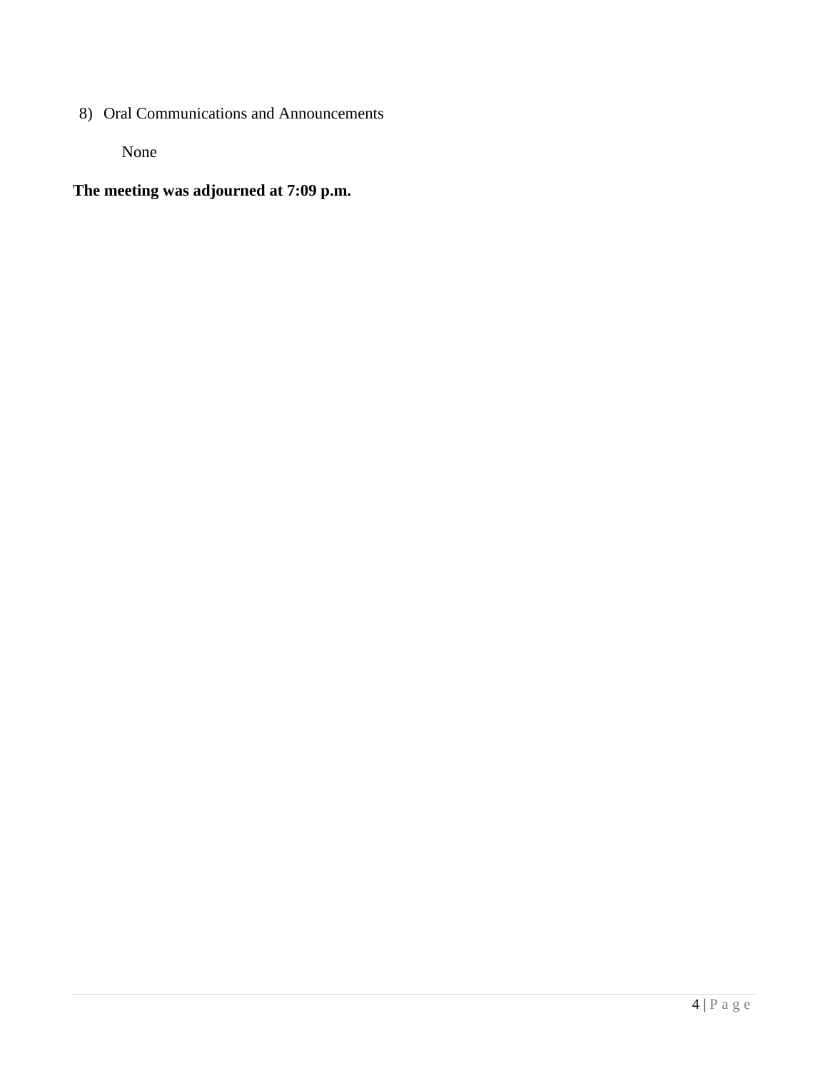8) Oral Communications and Announcements

None

**The meeting was adjourned at 7:09 p.m.**